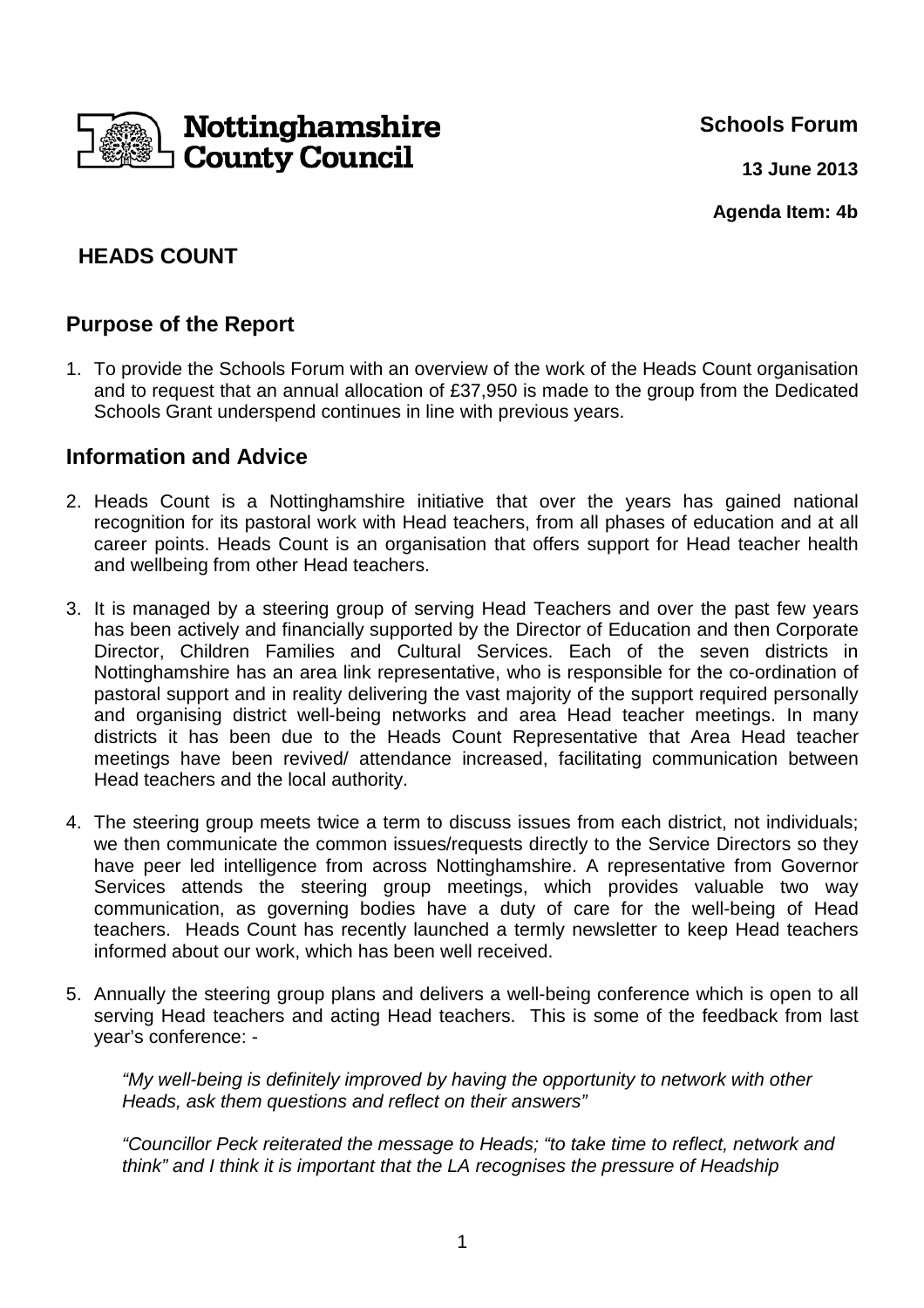Nottinghamshire County Council

**Schools Forum**

**13 June 2013**

**Agenda Item: 4b**

# HEADS COUNT

## Purpose of the Report

1. To provide the Schools Forum with an overview of the work of the Heads Count organisation and to request that an annual allocation of £37,950 is made to the group from the Dedicated Schools Grant underspend continues in line with previous years.

## Information and Advice

2. Heads Count is a Nottinghamshire initiative that over the years has gained national recognition for its pastoral work with Head teachers, from all phases of education and at all career points. Heads Count is an organisation that offers support for Head teacher health and wellbeing from other Head teachers.

3. It is managed by a steering group of serving Head Teachers and over the past few years has been actively and financially supported by the Director of Education and then Corporate Director, Children Families and Cultural Services. Each of the seven districts in Nottinghamshire has an area link representative, who is responsible for the co-ordination of pastoral support and in reality delivering the vast majority of the support required personally and organising district well-being networks and area Head teacher meetings. In many districts it has been due to the Heads Count Representative that Area Head teacher meetings have been revived/ attendance increased, facilitating communication between Head teachers and the local authority.

4. The steering group meets twice a term to discuss issues from each district, not individuals; we then communicate the common issues/requests directly to the Service Directors so they have peer led intelligence from across Nottinghamshire. A representative from Governor Services attends the steering group meetings, which provides valuable two way communication, as governing bodies have a duty of care for the well-being of Head teachers. Heads Count has recently launched a termly newsletter to keep Head teachers informed about our work, which has been well received.

5. Annually the steering group plans and delivers a well-being conference which is open to all serving Head teachers and acting Head teachers. This is some of the feedback from last year's conference: -

   *"My well-being is definitely improved by having the opportunity to network with other Heads, ask them questions and reflect on their answers"*

   *"Councillor Peck reiterated the message to Heads; "to take time to reflect, network and think" and I think it is important that the LA recognises the pressure of Headship*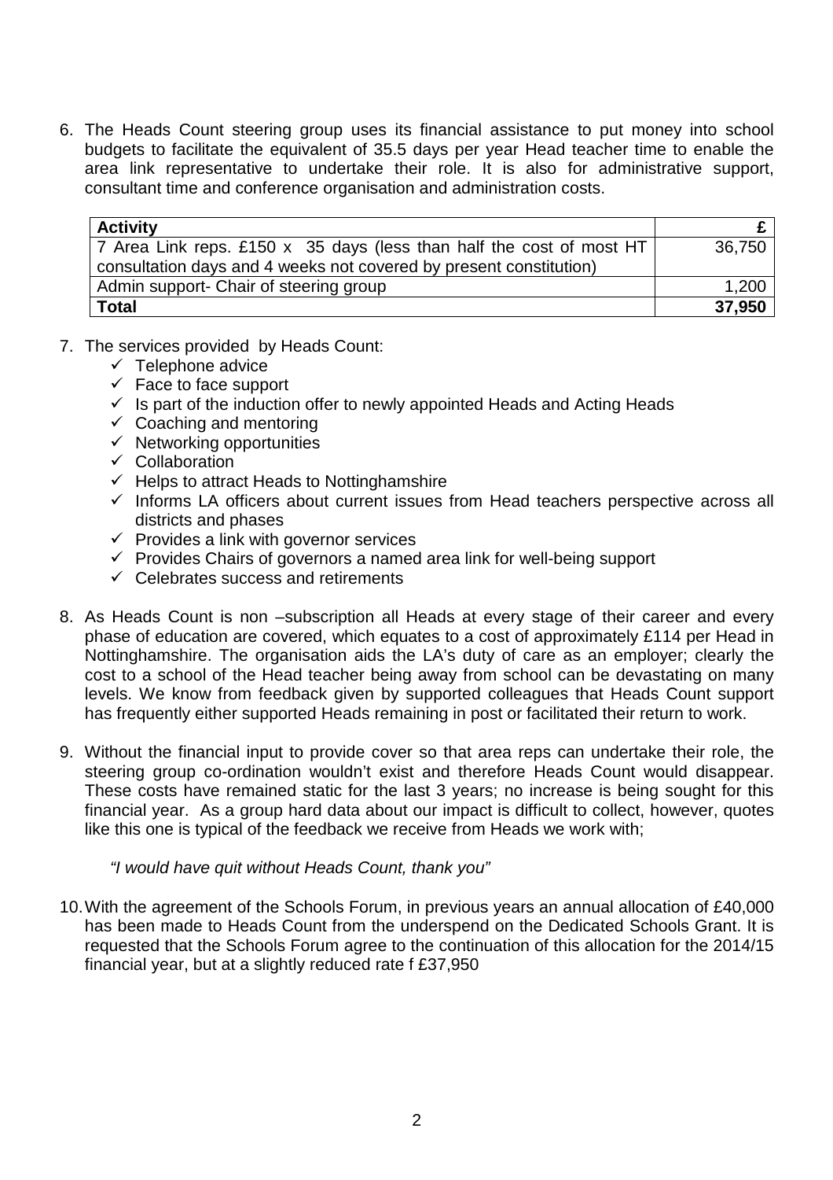6. The Heads Count steering group uses its financial assistance to put money into school budgets to facilitate the equivalent of 35.5 days per year Head teacher time to enable the area link representative to undertake their role. It is also for administrative support, consultant time and conference organisation and administration costs.

| **Activity** | **£** |
|---|---|
| 7 Area Link reps. £150 x 35 days (less than half the cost of most HT consultation days and 4 weeks not covered by present constitution) | 36,750 |
| Admin support- Chair of steering group | 1,200 |
| **Total** | **37,950** |

7. The services provided by Heads Count:
   - ✓ Telephone advice
   - ✓ Face to face support
   - ✓ Is part of the induction offer to newly appointed Heads and Acting Heads
   - ✓ Coaching and mentoring
   - ✓ Networking opportunities
   - ✓ Collaboration
   - ✓ Helps to attract Heads to Nottinghamshire
   - ✓ Informs LA officers about current issues from Head teachers perspective across all districts and phases
   - ✓ Provides a link with governor services
   - ✓ Provides Chairs of governors a named area link for well-being support
   - ✓ Celebrates success and retirements

8. As Heads Count is non –subscription all Heads at every stage of their career and every phase of education are covered, which equates to a cost of approximately £114 per Head in Nottinghamshire. The organisation aids the LA's duty of care as an employer; clearly the cost to a school of the Head teacher being away from school can be devastating on many levels. We know from feedback given by supported colleagues that Heads Count support has frequently either supported Heads remaining in post or facilitated their return to work.

9. Without the financial input to provide cover so that area reps can undertake their role, the steering group co-ordination wouldn't exist and therefore Heads Count would disappear. These costs have remained static for the last 3 years; no increase is being sought for this financial year. As a group hard data about our impact is difficult to collect, however, quotes like this one is typical of the feedback we receive from Heads we work with;

   *"I would have quit without Heads Count, thank you"*

10. With the agreement of the Schools Forum, in previous years an annual allocation of £40,000 has been made to Heads Count from the underspend on the Dedicated Schools Grant. It is requested that the Schools Forum agree to the continuation of this allocation for the 2014/15 financial year, but at a slightly reduced rate f £37,950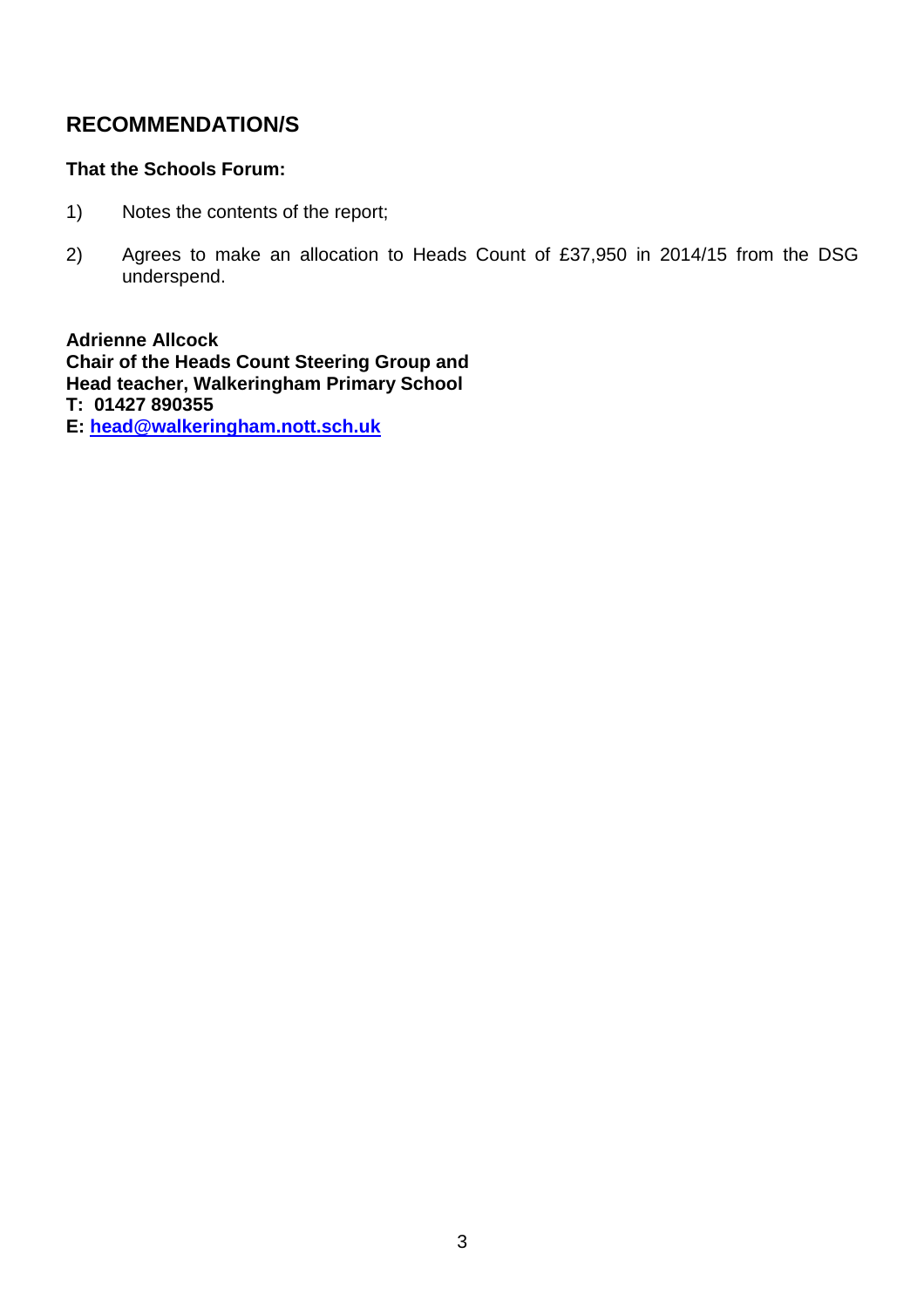## RECOMMENDATION/S

**That the Schools Forum:**

1) Notes the contents of the report;

2) Agrees to make an allocation to Heads Count of £37,950 in 2014/15 from the DSG underspend.

**Adrienne Allcock**
**Chair of the Heads Count Steering Group and**
**Head teacher, Walkeringham Primary School**
**T: 01427 890355**
**E: head@walkeringham.nott.sch.uk**